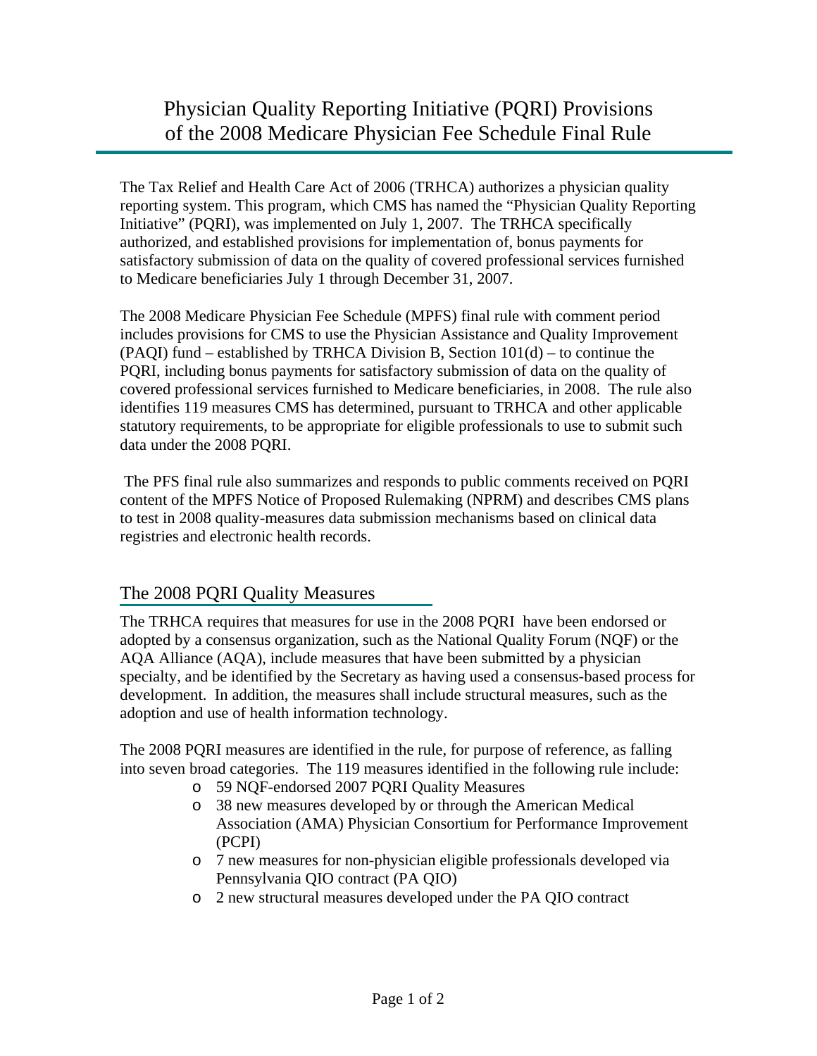# Physician Quality Reporting Initiative (PQRI) Provisions of the 2008 Medicare Physician Fee Schedule Final Rule

The Tax Relief and Health Care Act of 2006 (TRHCA) authorizes a physician quality reporting system. This program, which CMS has named the "Physician Quality Reporting Initiative" (PQRI), was implemented on July 1, 2007. The TRHCA specifically authorized, and established provisions for implementation of, bonus payments for satisfactory submission of data on the quality of covered professional services furnished to Medicare beneficiaries July 1 through December 31, 2007.

The 2008 Medicare Physician Fee Schedule (MPFS) final rule with comment period includes provisions for CMS to use the Physician Assistance and Quality Improvement (PAQI) fund – established by TRHCA Division B, Section 101(d) – to continue the PQRI, including bonus payments for satisfactory submission of data on the quality of covered professional services furnished to Medicare beneficiaries, in 2008. The rule also identifies 119 measures CMS has determined, pursuant to TRHCA and other applicable statutory requirements, to be appropriate for eligible professionals to use to submit such data under the 2008 PQRI.

The PFS final rule also summarizes and responds to public comments received on PQRI content of the MPFS Notice of Proposed Rulemaking (NPRM) and describes CMS plans to test in 2008 quality-measures data submission mechanisms based on clinical data registries and electronic health records.

## The 2008 PQRI Quality Measures

The TRHCA requires that measures for use in the 2008 PQRI have been endorsed or adopted by a consensus organization, such as the National Quality Forum (NQF) or the AQA Alliance (AQA), include measures that have been submitted by a physician specialty, and be identified by the Secretary as having used a consensus-based process for development. In addition, the measures shall include structural measures, such as the adoption and use of health information technology.

The 2008 PQRI measures are identified in the rule, for purpose of reference, as falling into seven broad categories. The 119 measures identified in the following rule include:

- 59 NQF-endorsed 2007 PQRI Quality Measures
- 38 new measures developed by or through the American Medical Association (AMA) Physician Consortium for Performance Improvement (PCPI)
- 7 new measures for non-physician eligible professionals developed via Pennsylvania QIO contract (PA QIO)
- 2 new structural measures developed under the PA QIO contract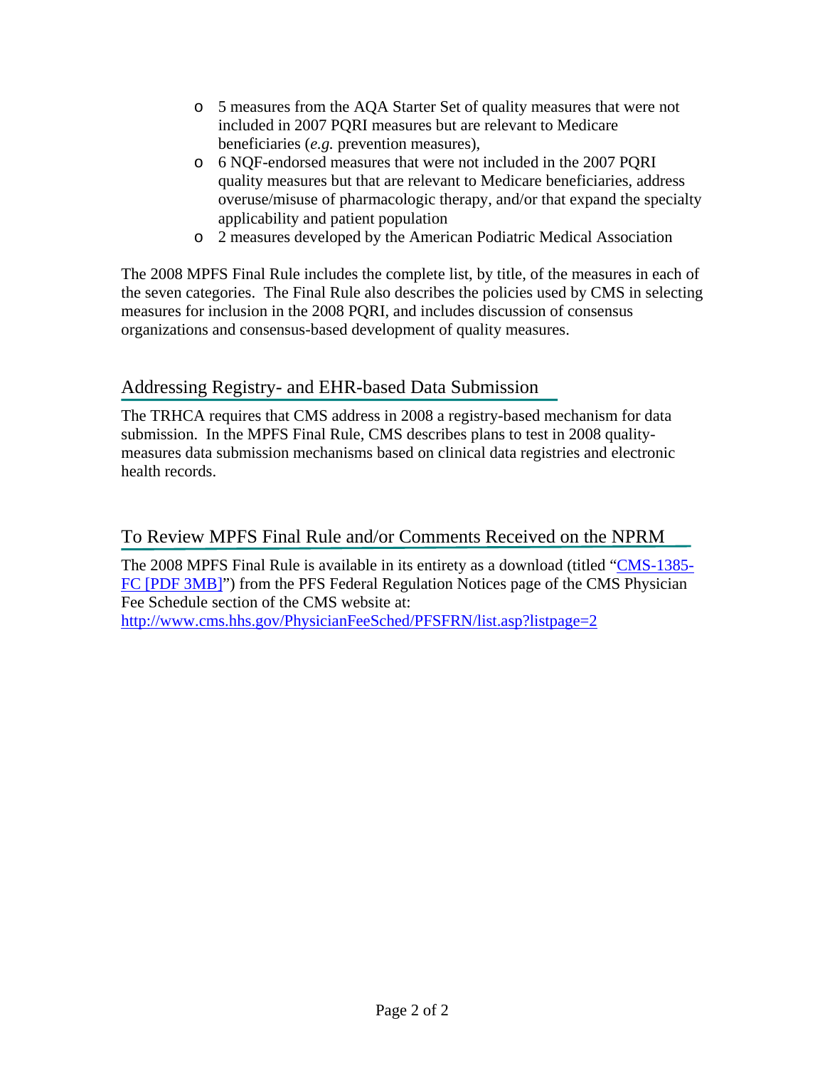- 5 measures from the AQA Starter Set of quality measures that were not included in 2007 PQRI measures but are relevant to Medicare beneficiaries (*e.g.* prevention measures),
- 6 NQF-endorsed measures that were not included in the 2007 PQRI quality measures but that are relevant to Medicare beneficiaries, address overuse/misuse of pharmacologic therapy, and/or that expand the specialty applicability and patient population
- 2 measures developed by the American Podiatric Medical Association

The 2008 MPFS Final Rule includes the complete list, by title, of the measures in each of the seven categories. The Final Rule also describes the policies used by CMS in selecting measures for inclusion in the 2008 PQRI, and includes discussion of consensus organizations and consensus-based development of quality measures.

## Addressing Registry- and EHR-based Data Submission

The TRHCA requires that CMS address in 2008 a registry-based mechanism for data submission. In the MPFS Final Rule, CMS describes plans to test in 2008 quality-measures data submission mechanisms based on clinical data registries and electronic health records.

## To Review MPFS Final Rule and/or Comments Received on the NPRM

The 2008 MPFS Final Rule is available in its entirety as a download (titled "CMS-1385-FC [PDF 3MB]") from the PFS Federal Regulation Notices page of the CMS Physician Fee Schedule section of the CMS website at:
http://www.cms.hhs.gov/PhysicianFeeSched/PFSFRN/list.asp?listpage=2